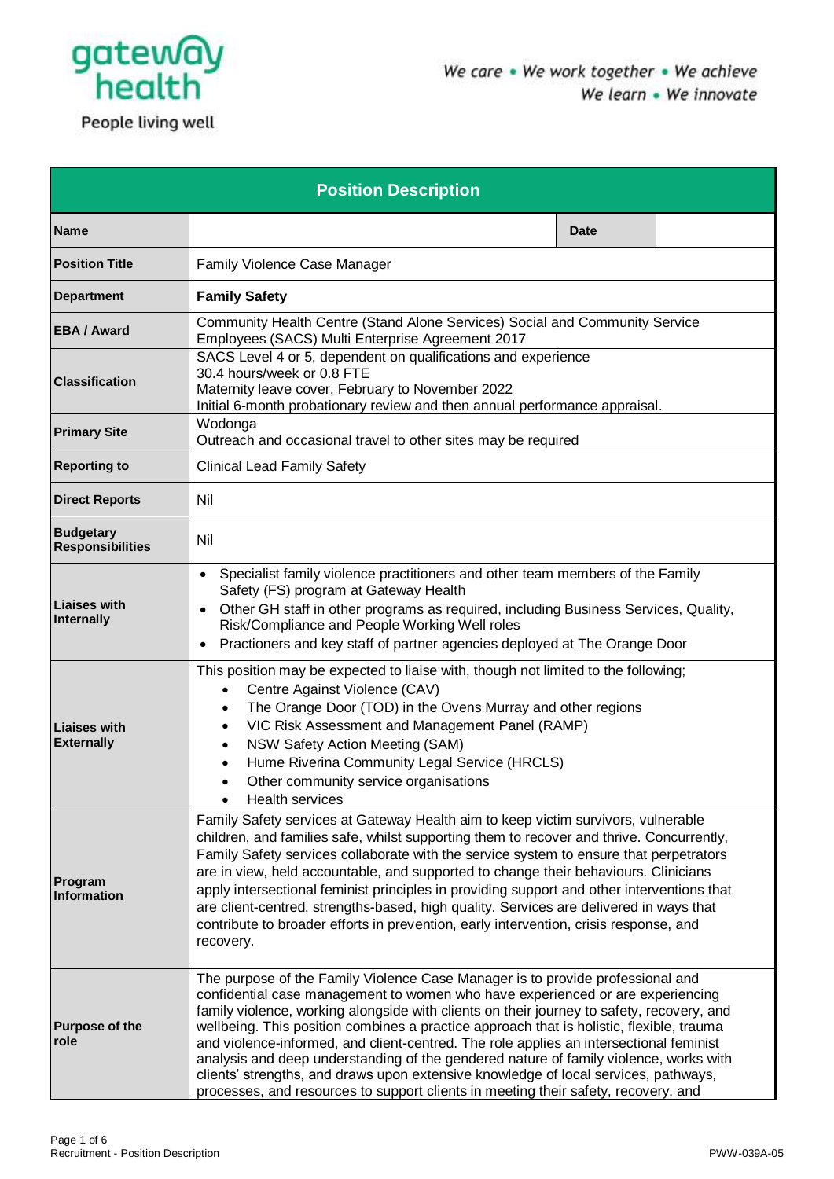gateway health

People living well

*We care • We work together • We achieve*
*We learn • We innovate*

| Position Description | | | |
|---|---|---|---|
| **Name** | | **Date** | |
| **Position Title** | Family Violence Case Manager | | |
| **Department** | **Family Safety** | | |
| **EBA / Award** | Community Health Centre (Stand Alone Services) Social and Community Service Employees (SACS) Multi Enterprise Agreement 2017 | | |
| **Classification** | SACS Level 4 or 5, dependent on qualifications and experience<br>30.4 hours/week or 0.8 FTE<br>Maternity leave cover, February to November 2022<br>Initial 6-month probationary review and then annual performance appraisal. | | |
| **Primary Site** | Wodonga<br>Outreach and occasional travel to other sites may be required | | |
| **Reporting to** | Clinical Lead Family Safety | | |
| **Direct Reports** | Nil | | |
| **Budgetary Responsibilities** | Nil | | |
| **Liaises with Internally** | • Specialist family violence practitioners and other team members of the Family Safety (FS) program at Gateway Health<br>• Other GH staff in other programs as required, including Business Services, Quality, Risk/Compliance and People Working Well roles<br>• Practioners and key staff of partner agencies deployed at The Orange Door | | |
| **Liaises with Externally** | This position may be expected to liaise with, though not limited to the following;<br>• Centre Against Violence (CAV)<br>• The Orange Door (TOD) in the Ovens Murray and other regions<br>• VIC Risk Assessment and Management Panel (RAMP)<br>• NSW Safety Action Meeting (SAM)<br>• Hume Riverina Community Legal Service (HRCLS)<br>• Other community service organisations<br>• Health services | | |
| **Program Information** | Family Safety services at Gateway Health aim to keep victim survivors, vulnerable children, and families safe, whilst supporting them to recover and thrive. Concurrently, Family Safety services collaborate with the service system to ensure that perpetrators are in view, held accountable, and supported to change their behaviours. Clinicians apply intersectional feminist principles in providing support and other interventions that are client-centred, strengths-based, high quality. Services are delivered in ways that contribute to broader efforts in prevention, early intervention, crisis response, and recovery. | | |
| **Purpose of the role** | The purpose of the Family Violence Case Manager is to provide professional and confidential case management to women who have experienced or are experiencing family violence, working alongside with clients on their journey to safety, recovery, and wellbeing. This position combines a practice approach that is holistic, flexible, trauma and violence-informed, and client-centred. The role applies an intersectional feminist analysis and deep understanding of the gendered nature of family violence, works with clients' strengths, and draws upon extensive knowledge of local services, pathways, processes, and resources to support clients in meeting their safety, recovery, and | | |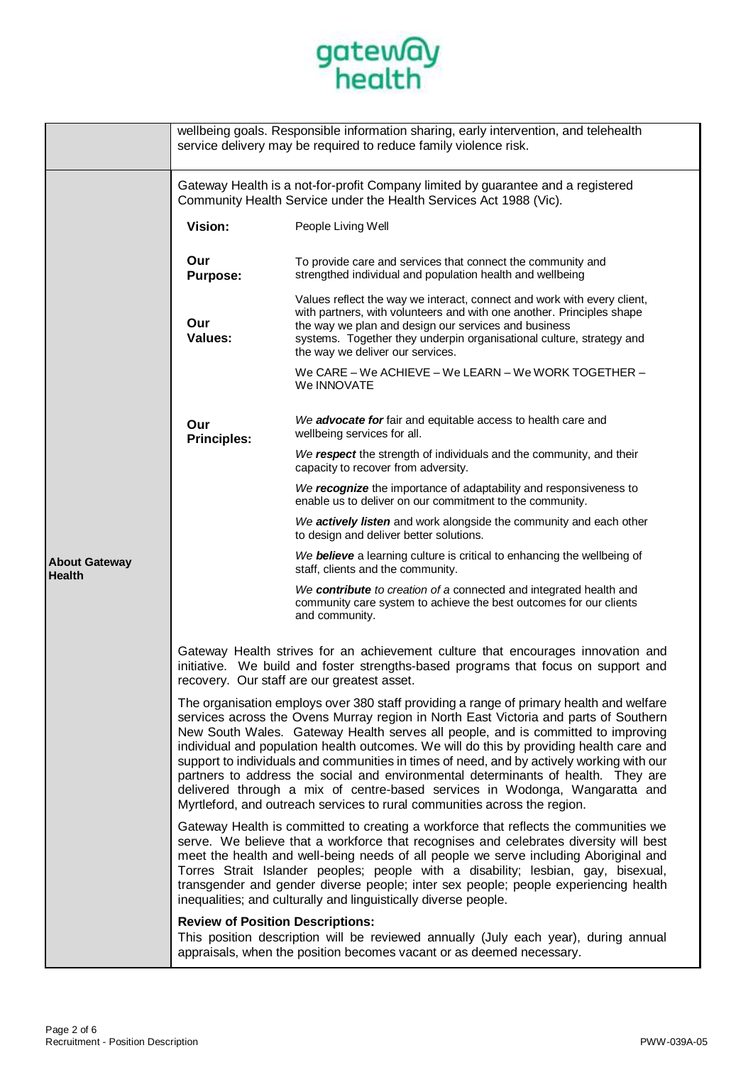| | |
|---|---|
| | wellbeing goals. Responsible information sharing, early intervention, and telehealth service delivery may be required to reduce family violence risk. |
| **About Gateway Health** | Gateway Health is a not-for-profit Company limited by guarantee and a registered Community Health Service under the Health Services Act 1988 (Vic).<br><br>**Vision:** People Living Well<br><br>**Our Purpose:** To provide care and services that connect the community and strengthed individual and population health and wellbeing<br><br>**Our Values:** Values reflect the way we interact, connect and work with every client, with partners, with volunteers and with one another. Principles shape the way we plan and design our services and business systems. Together they underpin organisational culture, strategy and the way we deliver our services.<br>We CARE – We ACHIEVE – We LEARN – We WORK TOGETHER – We INNOVATE<br><br>**Our Principles:**<br>*We **advocate for*** fair and equitable access to health care and wellbeing services for all.<br>*We **respect*** the strength of individuals and the community, and their capacity to recover from adversity.<br>*We **recognize*** the importance of adaptability and responsiveness to enable us to deliver on our commitment to the community.<br>*We **actively listen*** and work alongside the community and each other to design and deliver better solutions.<br>*We **believe*** a learning culture is critical to enhancing the wellbeing of staff, clients and the community.<br>*We **contribute** to creation of a* connected and integrated health and community care system to achieve the best outcomes for our clients and community.<br><br>Gateway Health strives for an achievement culture that encourages innovation and initiative. We build and foster strengths-based programs that focus on support and recovery. Our staff are our greatest asset.<br><br>The organisation employs over 380 staff providing a range of primary health and welfare services across the Ovens Murray region in North East Victoria and parts of Southern New South Wales. Gateway Health serves all people, and is committed to improving individual and population health outcomes. We will do this by providing health care and support to individuals and communities in times of need, and by actively working with our partners to address the social and environmental determinants of health. They are delivered through a mix of centre-based services in Wodonga, Wangaratta and Myrtleford, and outreach services to rural communities across the region.<br><br>Gateway Health is committed to creating a workforce that reflects the communities we serve. We believe that a workforce that recognises and celebrates diversity will best meet the health and well-being needs of all people we serve including Aboriginal and Torres Strait Islander peoples; people with a disability; lesbian, gay, bisexual, transgender and gender diverse people; inter sex people; people experiencing health inequalities; and culturally and linguistically diverse people.<br><br>**Review of Position Descriptions:**<br>This position description will be reviewed annually (July each year), during annual appraisals, when the position becomes vacant or as deemed necessary. |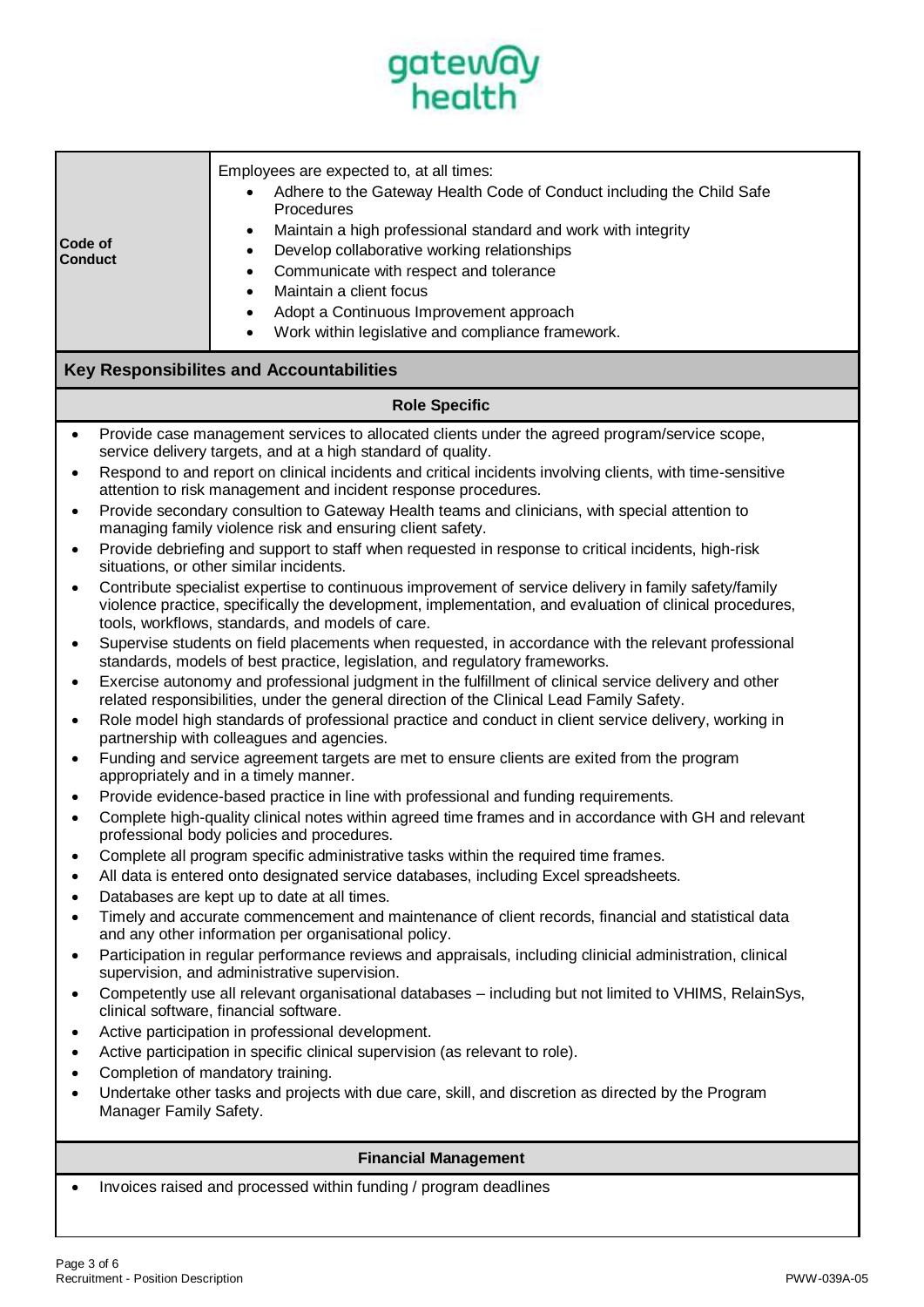| Code of Conduct | Employees are expected to, at all times:<br>• Adhere to the Gateway Health Code of Conduct including the Child Safe Procedures<br>• Maintain a high professional standard and work with integrity<br>• Develop collaborative working relationships<br>• Communicate with respect and tolerance<br>• Maintain a client focus<br>• Adopt a Continuous Improvement approach<br>• Work within legislative and compliance framework. |
|---|---|

## Key Responsibilites and Accountabilities

### Role Specific

- Provide case management services to allocated clients under the agreed program/service scope, service delivery targets, and at a high standard of quality.
- Respond to and report on clinical incidents and critical incidents involving clients, with time-sensitive attention to risk management and incident response procedures.
- Provide secondary consultion to Gateway Health teams and clinicians, with special attention to managing family violence risk and ensuring client safety.
- Provide debriefing and support to staff when requested in response to critical incidents, high-risk situations, or other similar incidents.
- Contribute specialist expertise to continuous improvement of service delivery in family safety/family violence practice, specifically the development, implementation, and evaluation of clinical procedures, tools, workflows, standards, and models of care.
- Supervise students on field placements when requested, in accordance with the relevant professional standards, models of best practice, legislation, and regulatory frameworks.
- Exercise autonomy and professional judgment in the fulfillment of clinical service delivery and other related responsibilities, under the general direction of the Clinical Lead Family Safety.
- Role model high standards of professional practice and conduct in client service delivery, working in partnership with colleagues and agencies.
- Funding and service agreement targets are met to ensure clients are exited from the program appropriately and in a timely manner.
- Provide evidence-based practice in line with professional and funding requirements.
- Complete high-quality clinical notes within agreed time frames and in accordance with GH and relevant professional body policies and procedures.
- Complete all program specific administrative tasks within the required time frames.
- All data is entered onto designated service databases, including Excel spreadsheets.
- Databases are kept up to date at all times.
- Timely and accurate commencement and maintenance of client records, financial and statistical data and any other information per organisational policy.
- Participation in regular performance reviews and appraisals, including clinicial administration, clinical supervision, and administrative supervision.
- Competently use all relevant organisational databases – including but not limited to VHIMS, RelainSys, clinical software, financial software.
- Active participation in professional development.
- Active participation in specific clinical supervision (as relevant to role).
- Completion of mandatory training.
- Undertake other tasks and projects with due care, skill, and discretion as directed by the Program Manager Family Safety.

### Financial Management

- Invoices raised and processed within funding / program deadlines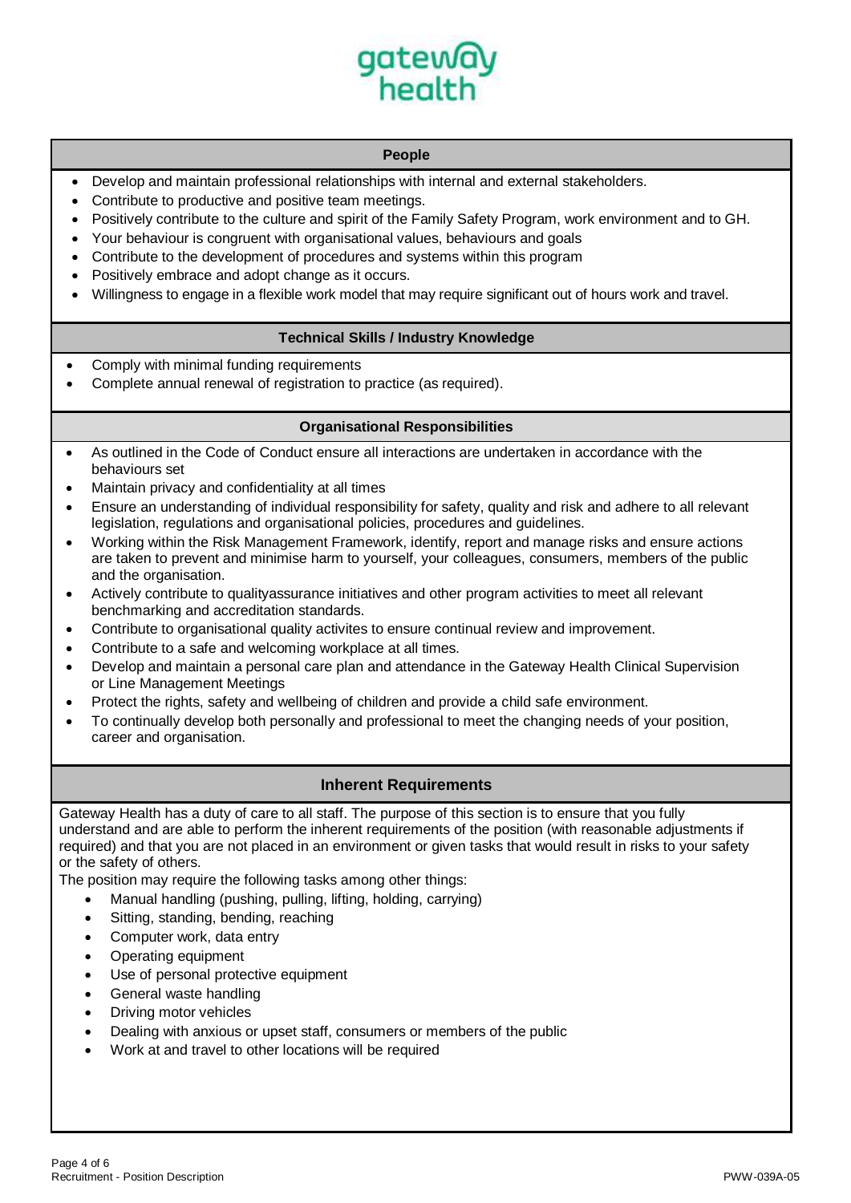## People

- Develop and maintain professional relationships with internal and external stakeholders.
- Contribute to productive and positive team meetings.
- Positively contribute to the culture and spirit of the Family Safety Program, work environment and to GH.
- Your behaviour is congruent with organisational values, behaviours and goals
- Contribute to the development of procedures and systems within this program
- Positively embrace and adopt change as it occurs.
- Willingness to engage in a flexible work model that may require significant out of hours work and travel.

## Technical Skills / Industry Knowledge

- Comply with minimal funding requirements
- Complete annual renewal of registration to practice (as required).

## Organisational Responsibilities

- As outlined in the Code of Conduct ensure all interactions are undertaken in accordance with the behaviours set
- Maintain privacy and confidentiality at all times
- Ensure an understanding of individual responsibility for safety, quality and risk and adhere to all relevant legislation, regulations and organisational policies, procedures and guidelines.
- Working within the Risk Management Framework, identify, report and manage risks and ensure actions are taken to prevent and minimise harm to yourself, your colleagues, consumers, members of the public and the organisation.
- Actively contribute to qualityassurance initiatives and other program activities to meet all relevant benchmarking and accreditation standards.
- Contribute to organisational quality activites to ensure continual review and improvement.
- Contribute to a safe and welcoming workplace at all times.
- Develop and maintain a personal care plan and attendance in the Gateway Health Clinical Supervision or Line Management Meetings
- Protect the rights, safety and wellbeing of children and provide a child safe environment.
- To continually develop both personally and professional to meet the changing needs of your position, career and organisation.

## Inherent Requirements

Gateway Health has a duty of care to all staff. The purpose of this section is to ensure that you fully understand and are able to perform the inherent requirements of the position (with reasonable adjustments if required) and that you are not placed in an environment or given tasks that would result in risks to your safety or the safety of others.

The position may require the following tasks among other things:

- Manual handling (pushing, pulling, lifting, holding, carrying)
- Sitting, standing, bending, reaching
- Computer work, data entry
- Operating equipment
- Use of personal protective equipment
- General waste handling
- Driving motor vehicles
- Dealing with anxious or upset staff, consumers or members of the public
- Work at and travel to other locations will be required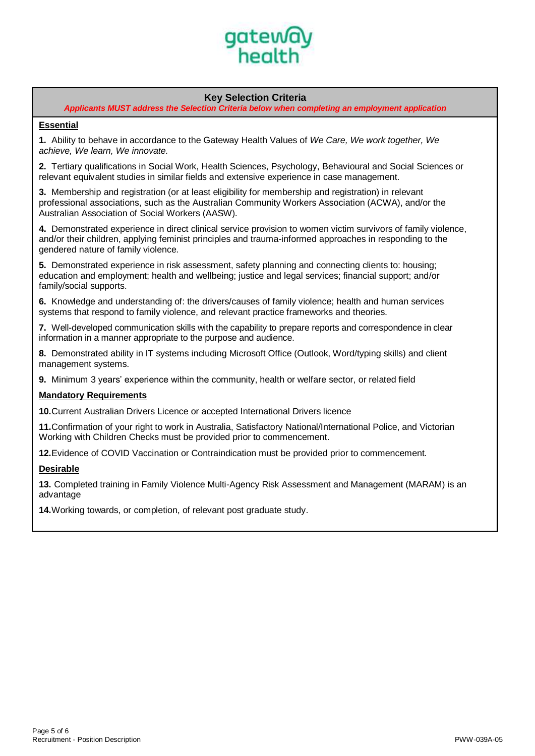gateway health

## Key Selection Criteria

***Applicants MUST address the Selection Criteria below when completing an employment application***

### Essential

**1.** Ability to behave in accordance to the Gateway Health Values of *We Care, We work together, We achieve, We learn, We innovate.*

**2.** Tertiary qualifications in Social Work, Health Sciences, Psychology, Behavioural and Social Sciences or relevant equivalent studies in similar fields and extensive experience in case management.

**3.** Membership and registration (or at least eligibility for membership and registration) in relevant professional associations, such as the Australian Community Workers Association (ACWA), and/or the Australian Association of Social Workers (AASW).

**4.** Demonstrated experience in direct clinical service provision to women victim survivors of family violence, and/or their children, applying feminist principles and trauma-informed approaches in responding to the gendered nature of family violence.

**5.** Demonstrated experience in risk assessment, safety planning and connecting clients to: housing; education and employment; health and wellbeing; justice and legal services; financial support; and/or family/social supports.

**6.** Knowledge and understanding of: the drivers/causes of family violence; health and human services systems that respond to family violence, and relevant practice frameworks and theories.

**7.** Well-developed communication skills with the capability to prepare reports and correspondence in clear information in a manner appropriate to the purpose and audience.

**8.** Demonstrated ability in IT systems including Microsoft Office (Outlook, Word/typing skills) and client management systems.

**9.** Minimum 3 years' experience within the community, health or welfare sector, or related field

### Mandatory Requirements

**10.** Current Australian Drivers Licence or accepted International Drivers licence

**11.** Confirmation of your right to work in Australia, Satisfactory National/International Police, and Victorian Working with Children Checks must be provided prior to commencement.

**12.** Evidence of COVID Vaccination or Contraindication must be provided prior to commencement.

### Desirable

**13.** Completed training in Family Violence Multi-Agency Risk Assessment and Management (MARAM) is an advantage

**14.** Working towards, or completion, of relevant post graduate study.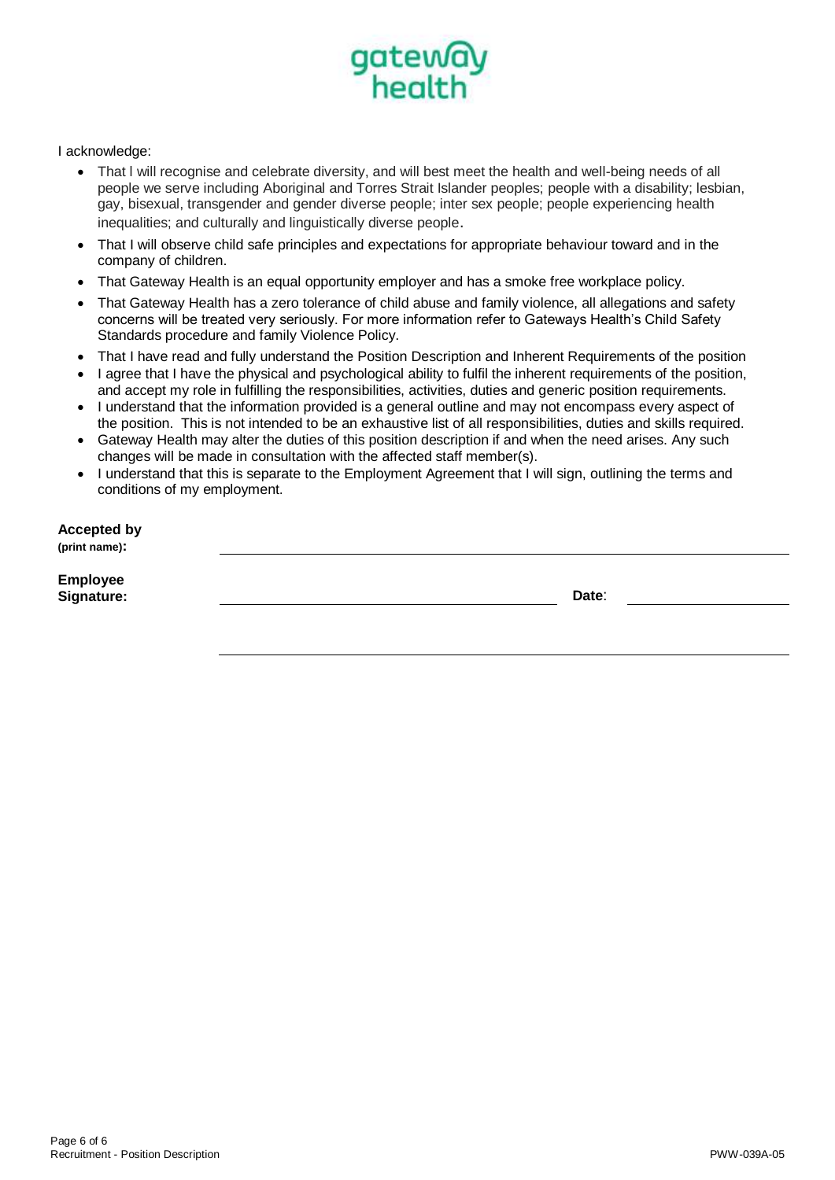I acknowledge:

- That I will recognise and celebrate diversity, and will best meet the health and well-being needs of all people we serve including Aboriginal and Torres Strait Islander peoples; people with a disability; lesbian, gay, bisexual, transgender and gender diverse people; inter sex people; people experiencing health inequalities; and culturally and linguistically diverse people.
- That I will observe child safe principles and expectations for appropriate behaviour toward and in the company of children.
- That Gateway Health is an equal opportunity employer and has a smoke free workplace policy.
- That Gateway Health has a zero tolerance of child abuse and family violence, all allegations and safety concerns will be treated very seriously. For more information refer to Gateways Health's Child Safety Standards procedure and family Violence Policy.
- That I have read and fully understand the Position Description and Inherent Requirements of the position
- I agree that I have the physical and psychological ability to fulfil the inherent requirements of the position, and accept my role in fulfilling the responsibilities, activities, duties and generic position requirements.
- I understand that the information provided is a general outline and may not encompass every aspect of the position. This is not intended to be an exhaustive list of all responsibilities, duties and skills required.
- Gateway Health may alter the duties of this position description if and when the need arises. Any such changes will be made in consultation with the affected staff member(s).
- I understand that this is separate to the Employment Agreement that I will sign, outlining the terms and conditions of my employment.

**Accepted by (print name):** ______________________________

**Employee Signature:** ______________________________ **Date**: ______________

______________________________